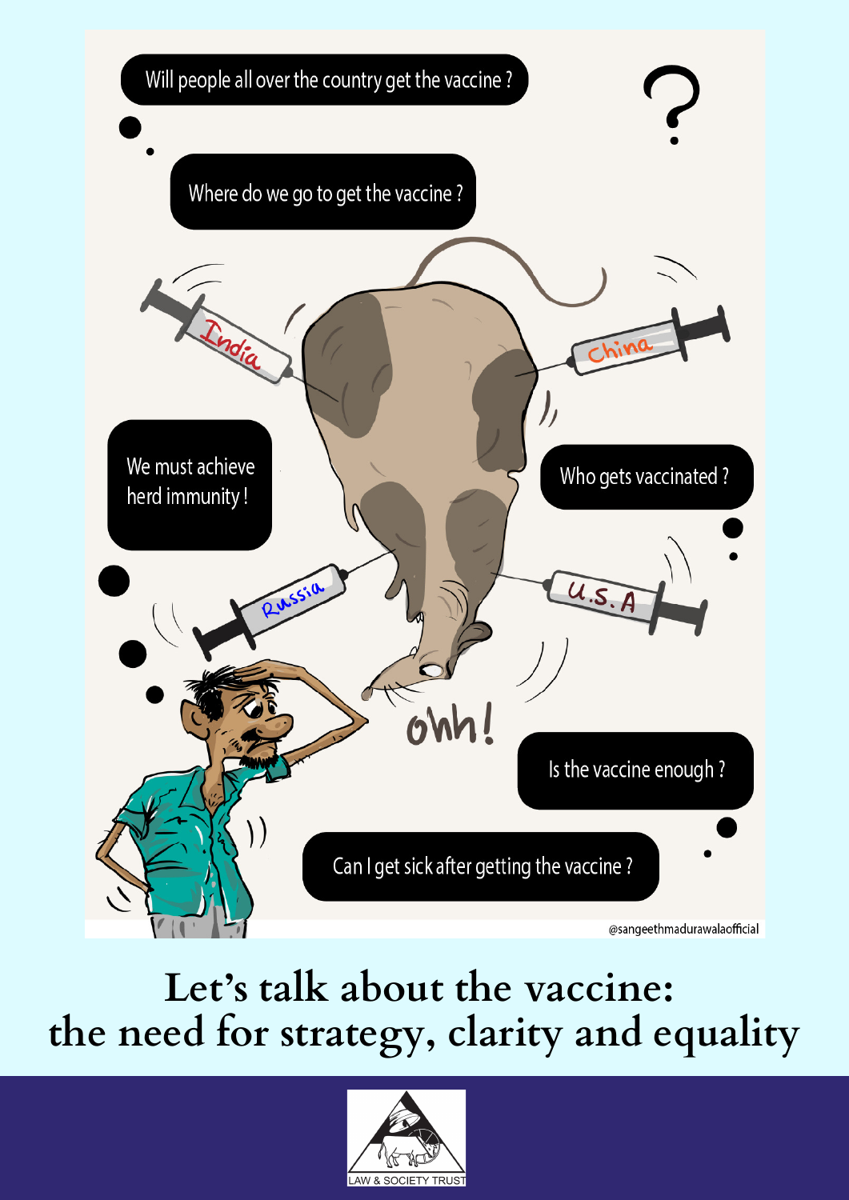Will people all over the country get the vaccine ?

Where do we go to get the vaccine ?

We must achieve herd immunity !

Who gets vaccinated ?

Is the vaccine enough ?

Can I get sick after getting the vaccine ?

India

China

Russia

U.S.A

ohh!

@sangeethmadurawalaofficial

# Let's talk about the vaccine: the need for strategy, clarity and equality

LAW & SOCIETY TRUST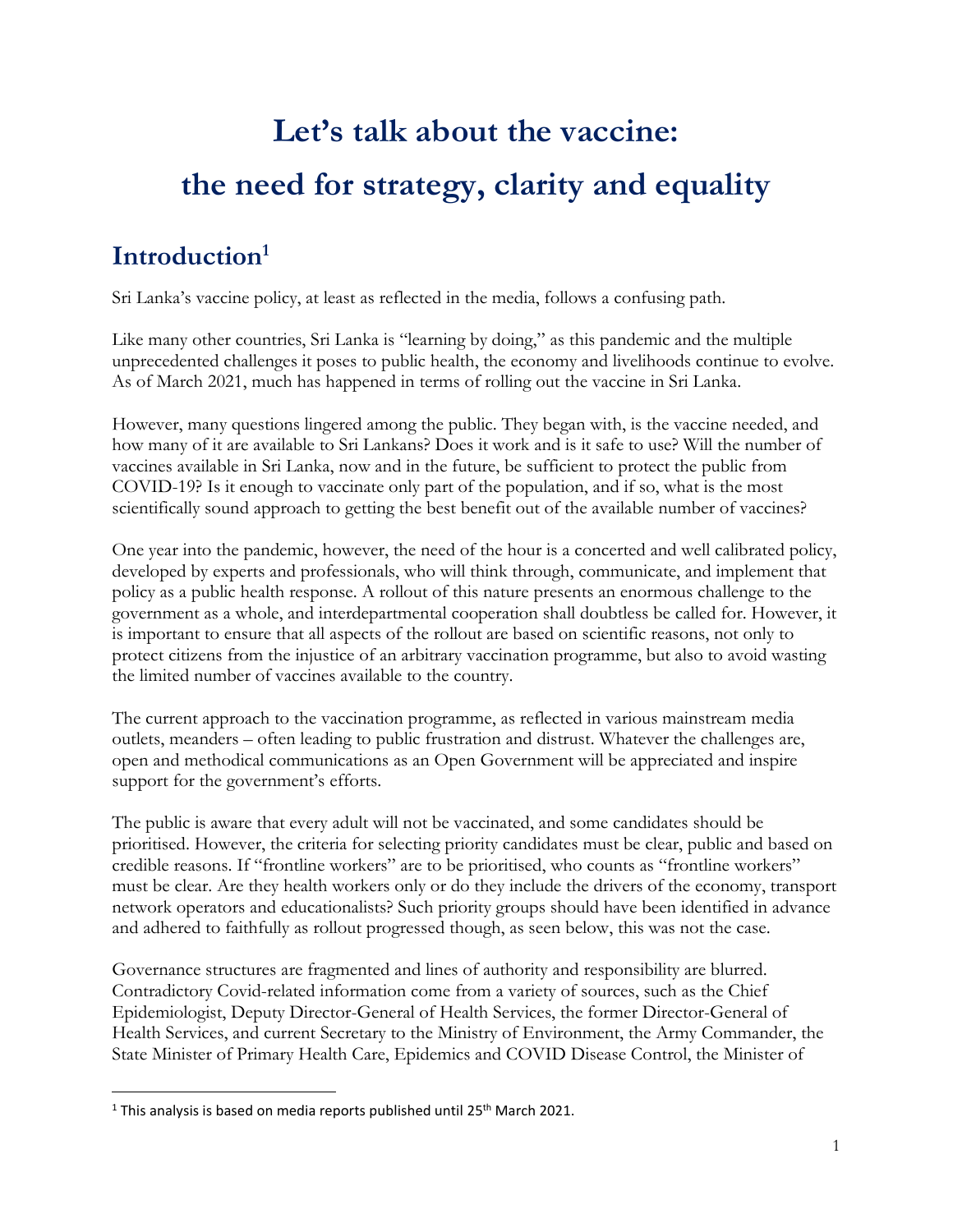# Let's talk about the vaccine: the need for strategy, clarity and equality

## Introduction[1]

Sri Lanka's vaccine policy, at least as reflected in the media, follows a confusing path.

Like many other countries, Sri Lanka is "learning by doing," as this pandemic and the multiple unprecedented challenges it poses to public health, the economy and livelihoods continue to evolve. As of March 2021, much has happened in terms of rolling out the vaccine in Sri Lanka.

However, many questions lingered among the public. They began with, is the vaccine needed, and how many of it are available to Sri Lankans? Does it work and is it safe to use? Will the number of vaccines available in Sri Lanka, now and in the future, be sufficient to protect the public from COVID-19? Is it enough to vaccinate only part of the population, and if so, what is the most scientifically sound approach to getting the best benefit out of the available number of vaccines?

One year into the pandemic, however, the need of the hour is a concerted and well calibrated policy, developed by experts and professionals, who will think through, communicate, and implement that policy as a public health response. A rollout of this nature presents an enormous challenge to the government as a whole, and interdepartmental cooperation shall doubtless be called for. However, it is important to ensure that all aspects of the rollout are based on scientific reasons, not only to protect citizens from the injustice of an arbitrary vaccination programme, but also to avoid wasting the limited number of vaccines available to the country.

The current approach to the vaccination programme, as reflected in various mainstream media outlets, meanders – often leading to public frustration and distrust. Whatever the challenges are, open and methodical communications as an Open Government will be appreciated and inspire support for the government's efforts.

The public is aware that every adult will not be vaccinated, and some candidates should be prioritised. However, the criteria for selecting priority candidates must be clear, public and based on credible reasons. If "frontline workers" are to be prioritised, who counts as "frontline workers" must be clear. Are they health workers only or do they include the drivers of the economy, transport network operators and educationalists? Such priority groups should have been identified in advance and adhered to faithfully as rollout progressed though, as seen below, this was not the case.

Governance structures are fragmented and lines of authority and responsibility are blurred. Contradictory Covid-related information come from a variety of sources, such as the Chief Epidemiologist, Deputy Director-General of Health Services, the former Director-General of Health Services, and current Secretary to the Ministry of Environment, the Army Commander, the State Minister of Primary Health Care, Epidemics and COVID Disease Control, the Minister of

---

[1] This analysis is based on media reports published until 25th March 2021.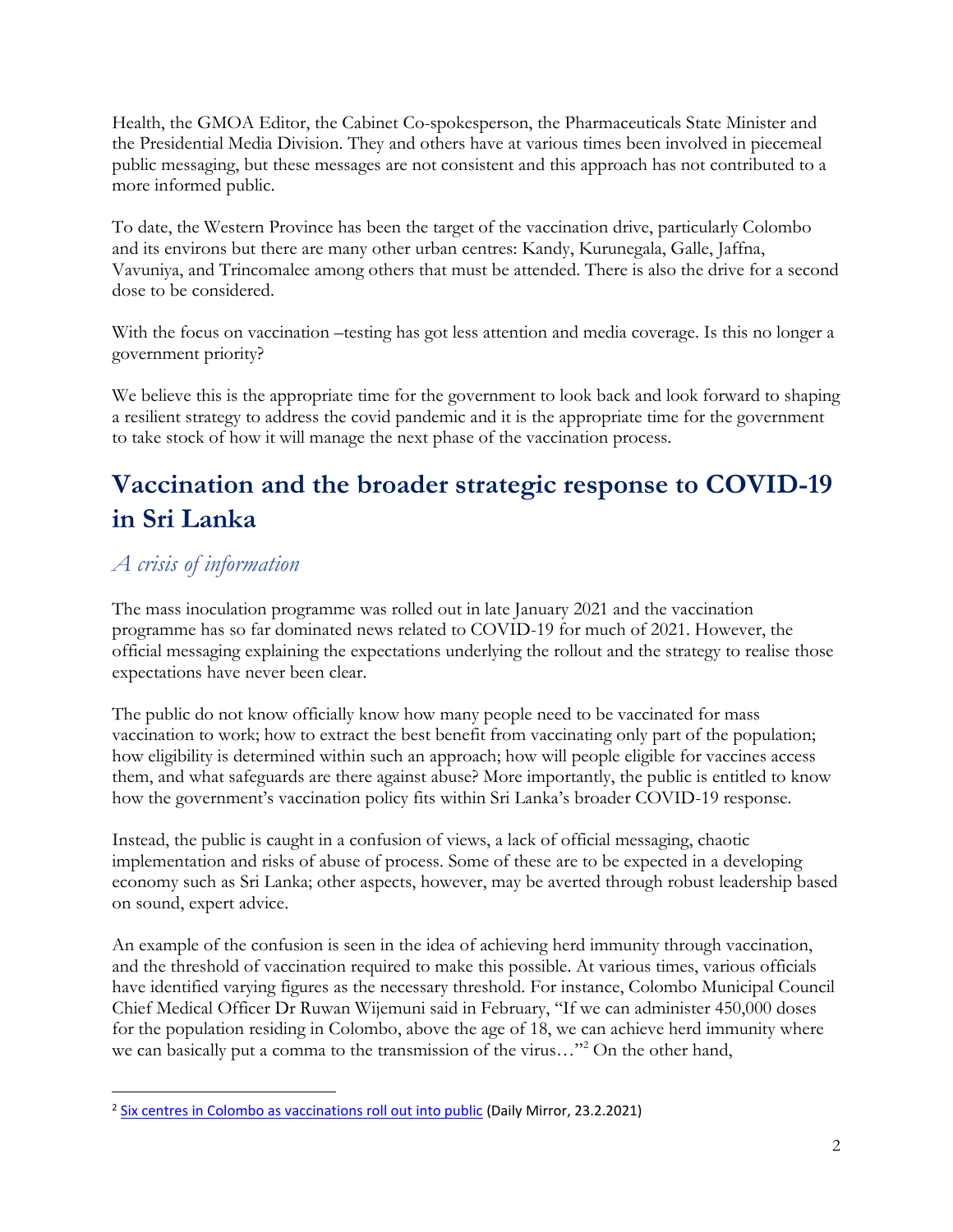Health, the GMOA Editor, the Cabinet Co-spokesperson, the Pharmaceuticals State Minister and the Presidential Media Division. They and others have at various times been involved in piecemeal public messaging, but these messages are not consistent and this approach has not contributed to a more informed public.

To date, the Western Province has been the target of the vaccination drive, particularly Colombo and its environs but there are many other urban centres: Kandy, Kurunegala, Galle, Jaffna, Vavuniya, and Trincomalee among others that must be attended. There is also the drive for a second dose to be considered.

With the focus on vaccination –testing has got less attention and media coverage. Is this no longer a government priority?

We believe this is the appropriate time for the government to look back and look forward to shaping a resilient strategy to address the covid pandemic and it is the appropriate time for the government to take stock of how it will manage the next phase of the vaccination process.

# Vaccination and the broader strategic response to COVID-19 in Sri Lanka

## *A crisis of information*

The mass inoculation programme was rolled out in late January 2021 and the vaccination programme has so far dominated news related to COVID-19 for much of 2021. However, the official messaging explaining the expectations underlying the rollout and the strategy to realise those expectations have never been clear.

The public do not know officially know how many people need to be vaccinated for mass vaccination to work; how to extract the best benefit from vaccinating only part of the population; how eligibility is determined within such an approach; how will people eligible for vaccines access them, and what safeguards are there against abuse? More importantly, the public is entitled to know how the government's vaccination policy fits within Sri Lanka's broader COVID-19 response.

Instead, the public is caught in a confusion of views, a lack of official messaging, chaotic implementation and risks of abuse of process. Some of these are to be expected in a developing economy such as Sri Lanka; other aspects, however, may be averted through robust leadership based on sound, expert advice.

An example of the confusion is seen in the idea of achieving herd immunity through vaccination, and the threshold of vaccination required to make this possible. At various times, various officials have identified varying figures as the necessary threshold. For instance, Colombo Municipal Council Chief Medical Officer Dr Ruwan Wijemuni said in February, "If we can administer 450,000 doses for the population residing in Colombo, above the age of 18, we can achieve herd immunity where we can basically put a comma to the transmission of the virus…"[2] On the other hand,

---

[2] Six centres in Colombo as vaccinations roll out into public (Daily Mirror, 23.2.2021)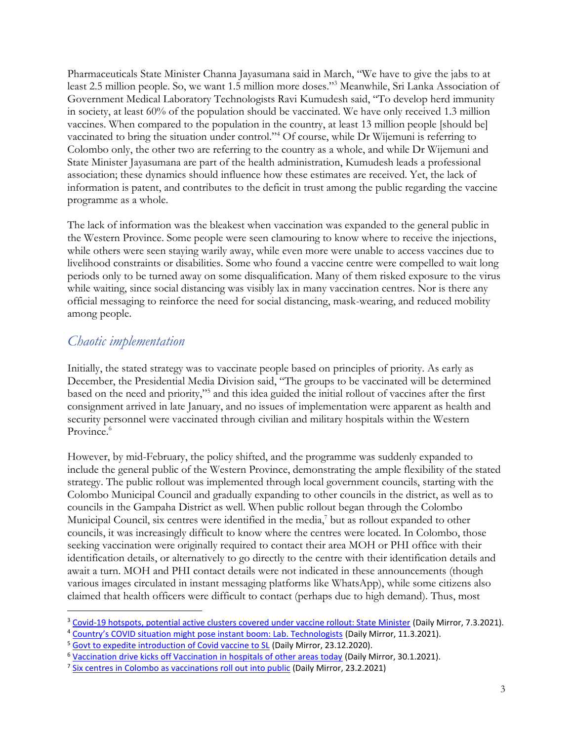Pharmaceuticals State Minister Channa Jayasumana said in March, "We have to give the jabs to at least 2.5 million people. So, we want 1.5 million more doses."[3] Meanwhile, Sri Lanka Association of Government Medical Laboratory Technologists Ravi Kumudesh said, "To develop herd immunity in society, at least 60% of the population should be vaccinated. We have only received 1.3 million vaccines. When compared to the population in the country, at least 13 million people [should be] vaccinated to bring the situation under control."[4] Of course, while Dr Wijemuni is referring to Colombo only, the other two are referring to the country as a whole, and while Dr Wijemuni and State Minister Jayasumana are part of the health administration, Kumudesh leads a professional association; these dynamics should influence how these estimates are received. Yet, the lack of information is patent, and contributes to the deficit in trust among the public regarding the vaccine programme as a whole.

The lack of information was the bleakest when vaccination was expanded to the general public in the Western Province. Some people were seen clamouring to know where to receive the injections, while others were seen staying warily away, while even more were unable to access vaccines due to livelihood constraints or disabilities. Some who found a vaccine centre were compelled to wait long periods only to be turned away on some disqualification. Many of them risked exposure to the virus while waiting, since social distancing was visibly lax in many vaccination centres. Nor is there any official messaging to reinforce the need for social distancing, mask-wearing, and reduced mobility among people.

## *Chaotic implementation*

Initially, the stated strategy was to vaccinate people based on principles of priority. As early as December, the Presidential Media Division said, "The groups to be vaccinated will be determined based on the need and priority,"[5] and this idea guided the initial rollout of vaccines after the first consignment arrived in late January, and no issues of implementation were apparent as health and security personnel were vaccinated through civilian and military hospitals within the Western Province.[6]

However, by mid-February, the policy shifted, and the programme was suddenly expanded to include the general public of the Western Province, demonstrating the ample flexibility of the stated strategy. The public rollout was implemented through local government councils, starting with the Colombo Municipal Council and gradually expanding to other councils in the district, as well as to councils in the Gampaha District as well. When public rollout began through the Colombo Municipal Council, six centres were identified in the media,[7] but as rollout expanded to other councils, it was increasingly difficult to know where the centres were located. In Colombo, those seeking vaccination were originally required to contact their area MOH or PHI office with their identification details, or alternatively to go directly to the centre with their identification details and await a turn. MOH and PHI contact details were not indicated in these announcements (though various images circulated in instant messaging platforms like WhatsApp), while some citizens also claimed that health officers were difficult to contact (perhaps due to high demand). Thus, most

---

[3] Covid-19 hotspots, potential active clusters covered under vaccine rollout: State Minister (Daily Mirror, 7.3.2021).

[4] Country's COVID situation might pose instant boom: Lab. Technologists (Daily Mirror, 11.3.2021).

[5] Govt to expedite introduction of Covid vaccine to SL (Daily Mirror, 23.12.2020).

[6] Vaccination drive kicks off Vaccination in hospitals of other areas today (Daily Mirror, 30.1.2021).

[7] Six centres in Colombo as vaccinations roll out into public (Daily Mirror, 23.2.2021)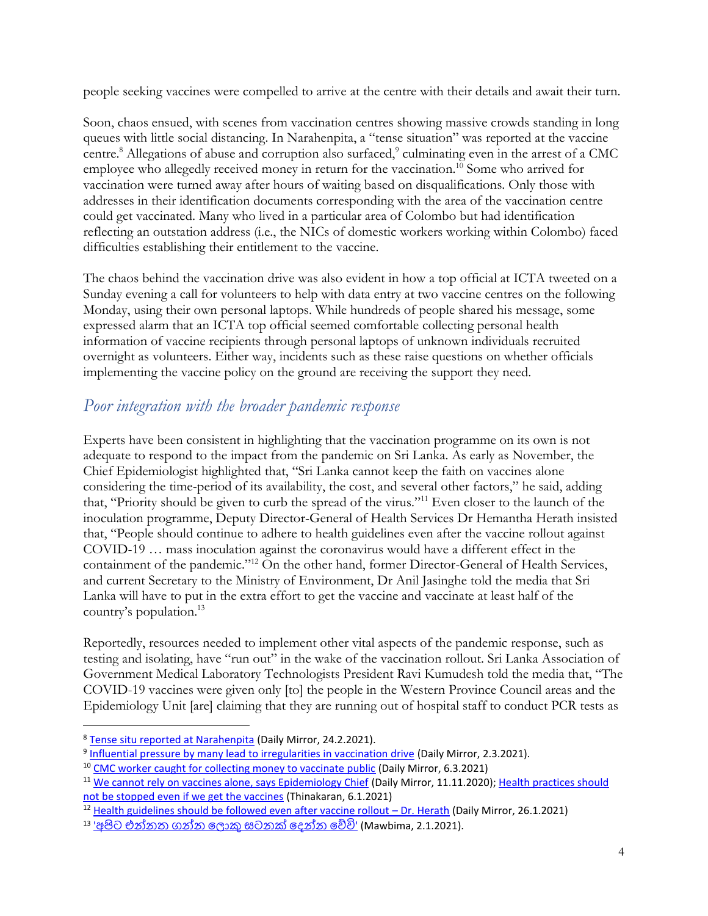people seeking vaccines were compelled to arrive at the centre with their details and await their turn.

Soon, chaos ensued, with scenes from vaccination centres showing massive crowds standing in long queues with little social distancing. In Narahenpita, a "tense situation" was reported at the vaccine centre.[8] Allegations of abuse and corruption also surfaced,[9] culminating even in the arrest of a CMC employee who allegedly received money in return for the vaccination.[10] Some who arrived for vaccination were turned away after hours of waiting based on disqualifications. Only those with addresses in their identification documents corresponding with the area of the vaccination centre could get vaccinated. Many who lived in a particular area of Colombo but had identification reflecting an outstation address (i.e., the NICs of domestic workers working within Colombo) faced difficulties establishing their entitlement to the vaccine.

The chaos behind the vaccination drive was also evident in how a top official at ICTA tweeted on a Sunday evening a call for volunteers to help with data entry at two vaccine centres on the following Monday, using their own personal laptops. While hundreds of people shared his message, some expressed alarm that an ICTA top official seemed comfortable collecting personal health information of vaccine recipients through personal laptops of unknown individuals recruited overnight as volunteers. Either way, incidents such as these raise questions on whether officials implementing the vaccine policy on the ground are receiving the support they need.

## *Poor integration with the broader pandemic response*

Experts have been consistent in highlighting that the vaccination programme on its own is not adequate to respond to the impact from the pandemic on Sri Lanka. As early as November, the Chief Epidemiologist highlighted that, "Sri Lanka cannot keep the faith on vaccines alone considering the time-period of its availability, the cost, and several other factors," he said, adding that, "Priority should be given to curb the spread of the virus."[11] Even closer to the launch of the inoculation programme, Deputy Director-General of Health Services Dr Hemantha Herath insisted that, "People should continue to adhere to health guidelines even after the vaccine rollout against COVID-19 … mass inoculation against the coronavirus would have a different effect in the containment of the pandemic."[12] On the other hand, former Director-General of Health Services, and current Secretary to the Ministry of Environment, Dr Anil Jasinghe told the media that Sri Lanka will have to put in the extra effort to get the vaccine and vaccinate at least half of the country's population.[13]

Reportedly, resources needed to implement other vital aspects of the pandemic response, such as testing and isolating, have "run out" in the wake of the vaccination rollout. Sri Lanka Association of Government Medical Laboratory Technologists President Ravi Kumudesh told the media that, "The COVID-19 vaccines were given only [to] the people in the Western Province Council areas and the Epidemiology Unit [are] claiming that they are running out of hospital staff to conduct PCR tests as

---

[8] Tense situ reported at Narahenpita (Daily Mirror, 24.2.2021).

[9] Influential pressure by many lead to irregularities in vaccination drive (Daily Mirror, 2.3.2021).

[10] CMC worker caught for collecting money to vaccinate public (Daily Mirror, 6.3.2021)

[11] We cannot rely on vaccines alone, says Epidemiology Chief (Daily Mirror, 11.11.2020); Health practices should not be stopped even if we get the vaccines (Thinakaran, 6.1.2021)

[12] Health guidelines should be followed even after vaccine rollout – Dr. Herath (Daily Mirror, 26.1.2021)

[13] 'අපිට එන්නත ගන්න ලොකු සටනක් දෙන්න වේවි' (Mawbima, 2.1.2021).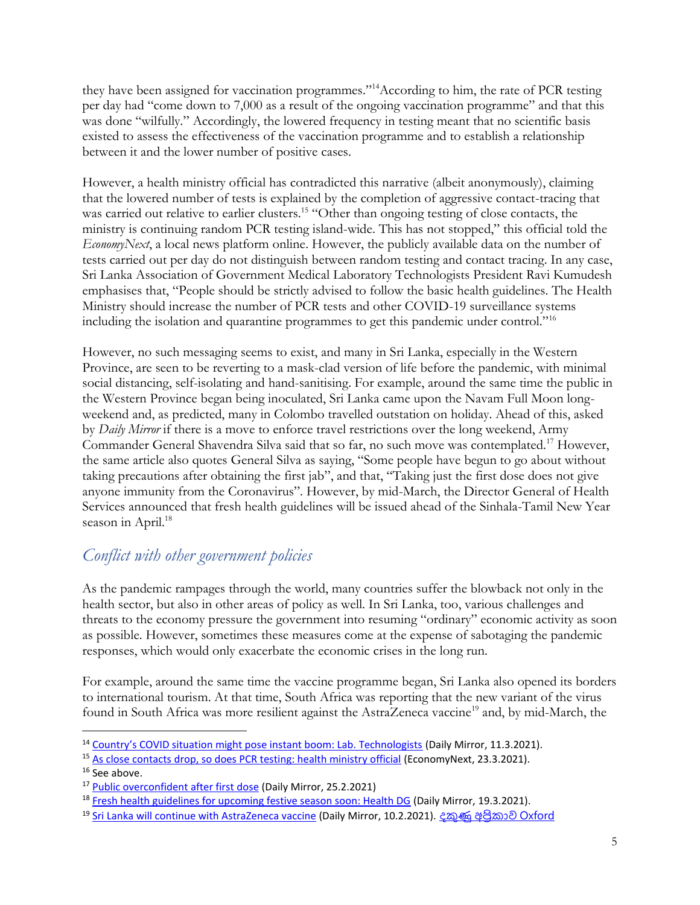they have been assigned for vaccination programmes."[14]According to him, the rate of PCR testing per day had "come down to 7,000 as a result of the ongoing vaccination programme" and that this was done "wilfully." Accordingly, the lowered frequency in testing meant that no scientific basis existed to assess the effectiveness of the vaccination programme and to establish a relationship between it and the lower number of positive cases.

However, a health ministry official has contradicted this narrative (albeit anonymously), claiming that the lowered number of tests is explained by the completion of aggressive contact-tracing that was carried out relative to earlier clusters.[15] "Other than ongoing testing of close contacts, the ministry is continuing random PCR testing island-wide. This has not stopped," this official told the *EconomyNext*, a local news platform online. However, the publicly available data on the number of tests carried out per day do not distinguish between random testing and contact tracing. In any case, Sri Lanka Association of Government Medical Laboratory Technologists President Ravi Kumudesh emphasises that, "People should be strictly advised to follow the basic health guidelines. The Health Ministry should increase the number of PCR tests and other COVID-19 surveillance systems including the isolation and quarantine programmes to get this pandemic under control."[16]

However, no such messaging seems to exist, and many in Sri Lanka, especially in the Western Province, are seen to be reverting to a mask-clad version of life before the pandemic, with minimal social distancing, self-isolating and hand-sanitising. For example, around the same time the public in the Western Province began being inoculated, Sri Lanka came upon the Navam Full Moon long-weekend and, as predicted, many in Colombo travelled outstation on holiday. Ahead of this, asked by *Daily Mirror* if there is a move to enforce travel restrictions over the long weekend, Army Commander General Shavendra Silva said that so far, no such move was contemplated.[17] However, the same article also quotes General Silva as saying, "Some people have begun to go about without taking precautions after obtaining the first jab", and that, "Taking just the first dose does not give anyone immunity from the Coronavirus". However, by mid-March, the Director General of Health Services announced that fresh health guidelines will be issued ahead of the Sinhala-Tamil New Year season in April.[18]

## *Conflict with other government policies*

As the pandemic rampages through the world, many countries suffer the blowback not only in the health sector, but also in other areas of policy as well. In Sri Lanka, too, various challenges and threats to the economy pressure the government into resuming "ordinary" economic activity as soon as possible. However, sometimes these measures come at the expense of sabotaging the pandemic responses, which would only exacerbate the economic crises in the long run.

For example, around the same time the vaccine programme began, Sri Lanka also opened its borders to international tourism. At that time, South Africa was reporting that the new variant of the virus found in South Africa was more resilient against the AstraZeneca vaccine[19] and, by mid-March, the

---

[14] Country's COVID situation might pose instant boom: Lab. Technologists (Daily Mirror, 11.3.2021).

[15] As close contacts drop, so does PCR testing: health ministry official (EconomyNext, 23.3.2021).

[16] See above.

[17] Public overconfident after first dose (Daily Mirror, 25.2.2021)

[18] Fresh health guidelines for upcoming festive season soon: Health DG (Daily Mirror, 19.3.2021).

[19] Sri Lanka will continue with AstraZeneca vaccine (Daily Mirror, 10.2.2021). දකුණු අප්‍රිකාවේ Oxford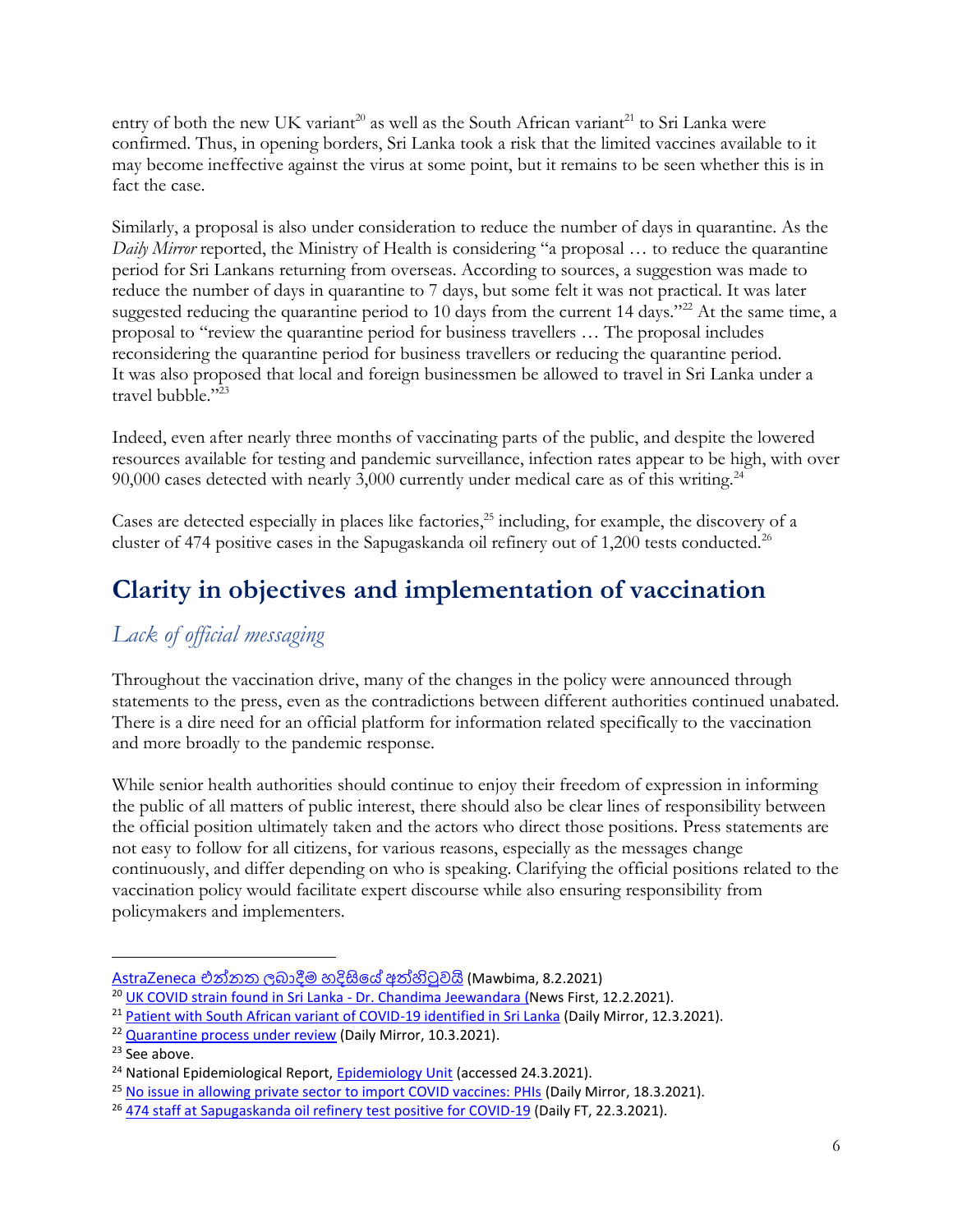entry of both the new UK variant[20] as well as the South African variant[21] to Sri Lanka were confirmed. Thus, in opening borders, Sri Lanka took a risk that the limited vaccines available to it may become ineffective against the virus at some point, but it remains to be seen whether this is in fact the case.

Similarly, a proposal is also under consideration to reduce the number of days in quarantine. As the *Daily Mirror* reported, the Ministry of Health is considering "a proposal … to reduce the quarantine period for Sri Lankans returning from overseas. According to sources, a suggestion was made to reduce the number of days in quarantine to 7 days, but some felt it was not practical. It was later suggested reducing the quarantine period to 10 days from the current 14 days."[22] At the same time, a proposal to "review the quarantine period for business travellers … The proposal includes reconsidering the quarantine period for business travellers or reducing the quarantine period. It was also proposed that local and foreign businessmen be allowed to travel in Sri Lanka under a travel bubble."[23]

Indeed, even after nearly three months of vaccinating parts of the public, and despite the lowered resources available for testing and pandemic surveillance, infection rates appear to be high, with over 90,000 cases detected with nearly 3,000 currently under medical care as of this writing.[24]

Cases are detected especially in places like factories,[25] including, for example, the discovery of a cluster of 474 positive cases in the Sapugaskanda oil refinery out of 1,200 tests conducted.[26]

# Clarity in objectives and implementation of vaccination

## *Lack of official messaging*

Throughout the vaccination drive, many of the changes in the policy were announced through statements to the press, even as the contradictions between different authorities continued unabated. There is a dire need for an official platform for information related specifically to the vaccination and more broadly to the pandemic response.

While senior health authorities should continue to enjoy their freedom of expression in informing the public of all matters of public interest, there should also be clear lines of responsibility between the official position ultimately taken and the actors who direct those positions. Press statements are not easy to follow for all citizens, for various reasons, especially as the messages change continuously, and differ depending on who is speaking. Clarifying the official positions related to the vaccination policy would facilitate expert discourse while also ensuring responsibility from policymakers and implementers.

---

AstraZeneca එන්නත ලබාදීම හදිසියේ අත්හිටුවයි (Mawbima, 8.2.2021)

[20] UK COVID strain found in Sri Lanka - Dr. Chandima Jeewandara (News First, 12.2.2021).

[21] Patient with South African variant of COVID-19 identified in Sri Lanka (Daily Mirror, 12.3.2021).

[22] Quarantine process under review (Daily Mirror, 10.3.2021).

[23] See above.

[24] National Epidemiological Report, Epidemiology Unit (accessed 24.3.2021).

[25] No issue in allowing private sector to import COVID vaccines: PHIs (Daily Mirror, 18.3.2021).

[26] 474 staff at Sapugaskanda oil refinery test positive for COVID-19 (Daily FT, 22.3.2021).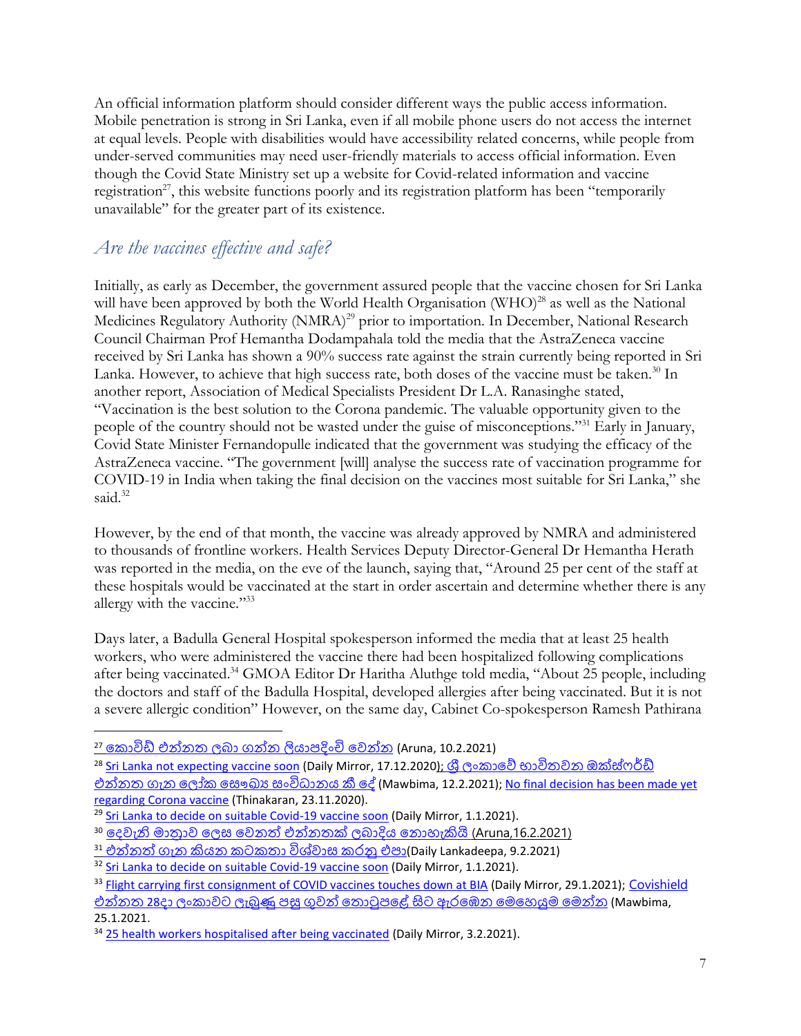An official information platform should consider different ways the public access information. Mobile penetration is strong in Sri Lanka, even if all mobile phone users do not access the internet at equal levels. People with disabilities would have accessibility related concerns, while people from under-served communities may need user-friendly materials to access official information. Even though the Covid State Ministry set up a website for Covid-related information and vaccine registration[27], this website functions poorly and its registration platform has been "temporarily unavailable" for the greater part of its existence.

## *Are the vaccines effective and safe?*

Initially, as early as December, the government assured people that the vaccine chosen for Sri Lanka will have been approved by both the World Health Organisation (WHO)[28] as well as the National Medicines Regulatory Authority (NMRA)[29] prior to importation. In December, National Research Council Chairman Prof Hemantha Dodampahala told the media that the AstraZeneca vaccine received by Sri Lanka has shown a 90% success rate against the strain currently being reported in Sri Lanka. However, to achieve that high success rate, both doses of the vaccine must be taken.[30] In another report, Association of Medical Specialists President Dr L.A. Ranasinghe stated, "Vaccination is the best solution to the Corona pandemic. The valuable opportunity given to the people of the country should not be wasted under the guise of misconceptions."[31] Early in January, Covid State Minister Fernandopulle indicated that the government was studying the efficacy of the AstraZeneca vaccine. "The government [will] analyse the success rate of vaccination programme for COVID-19 in India when taking the final decision on the vaccines most suitable for Sri Lanka," she said.[32]

However, by the end of that month, the vaccine was already approved by NMRA and administered to thousands of frontline workers. Health Services Deputy Director-General Dr Hemantha Herath was reported in the media, on the eve of the launch, saying that, "Around 25 per cent of the staff at these hospitals would be vaccinated at the start in order ascertain and determine whether there is any allergy with the vaccine."[33]

Days later, a Badulla General Hospital spokesperson informed the media that at least 25 health workers, who were administered the vaccine there had been hospitalized following complications after being vaccinated.[34] GMOA Editor Dr Haritha Aluthge told media, "About 25 people, including the doctors and staff of the Badulla Hospital, developed allergies after being vaccinated. But it is not a severe allergic condition" However, on the same day, Cabinet Co-spokesperson Ramesh Pathirana

---

[27] කොවිඩ් එන්නත ලබා ගන්න ලියාපදිංචි වෙන්න (Aruna, 10.2.2021)

[28] Sri Lanka not expecting vaccine soon (Daily Mirror, 17.12.2020); ශ්‍රී ලංකාවේ භාවිතවන ඔක්ස්ෆර්ඩ් එන්නත ගැන ලෝක සෞඛ්‍ය සංවිධානය කී දේ (Mawbima, 12.2.2021); No final decision has been made yet regarding Corona vaccine (Thinakaran, 23.11.2020).

[29] Sri Lanka to decide on suitable Covid-19 vaccine soon (Daily Mirror, 1.1.2021).

[30] දෙවැනි මාත්‍රාව ලෙස වෙනත් එන්නතක් ලබාදිය නොහැකියි (Aruna,16.2.2021)

[31] එන්නත් ගැන කියන කටකතා විශ්වාස කරනු එපා(Daily Lankadeepa, 9.2.2021)

[32] Sri Lanka to decide on suitable Covid-19 vaccine soon (Daily Mirror, 1.1.2021).

[33] Flight carrying first consignment of COVID vaccines touches down at BIA (Daily Mirror, 29.1.2021); Covishield එන්නත 28දා ලංකාවට ලැබුණු පසු ගුවන් තොටුපළේ සිට ඇරඹෙන මෙහෙයුම මෙන්න (Mawbima, 25.1.2021.

[34] 25 health workers hospitalised after being vaccinated (Daily Mirror, 3.2.2021).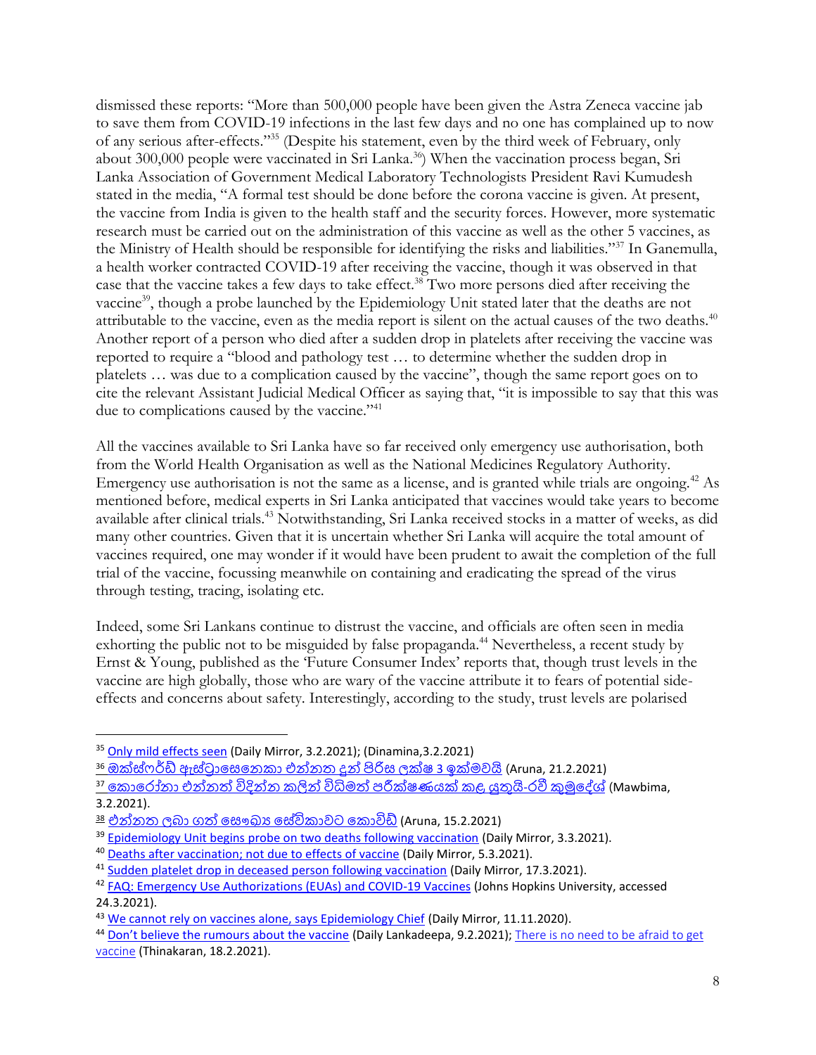dismissed these reports: "More than 500,000 people have been given the Astra Zeneca vaccine jab to save them from COVID-19 infections in the last few days and no one has complained up to now of any serious after-effects."[35] (Despite his statement, even by the third week of February, only about 300,000 people were vaccinated in Sri Lanka.[36]) When the vaccination process began, Sri Lanka Association of Government Medical Laboratory Technologists President Ravi Kumudesh stated in the media, "A formal test should be done before the corona vaccine is given. At present, the vaccine from India is given to the health staff and the security forces. However, more systematic research must be carried out on the administration of this vaccine as well as the other 5 vaccines, as the Ministry of Health should be responsible for identifying the risks and liabilities."[37] In Ganemulla, a health worker contracted COVID-19 after receiving the vaccine, though it was observed in that case that the vaccine takes a few days to take effect.[38] Two more persons died after receiving the vaccine[39], though a probe launched by the Epidemiology Unit stated later that the deaths are not attributable to the vaccine, even as the media report is silent on the actual causes of the two deaths.[40] Another report of a person who died after a sudden drop in platelets after receiving the vaccine was reported to require a "blood and pathology test … to determine whether the sudden drop in platelets … was due to a complication caused by the vaccine", though the same report goes on to cite the relevant Assistant Judicial Medical Officer as saying that, "it is impossible to say that this was due to complications caused by the vaccine."[41]

All the vaccines available to Sri Lanka have so far received only emergency use authorisation, both from the World Health Organisation as well as the National Medicines Regulatory Authority. Emergency use authorisation is not the same as a license, and is granted while trials are ongoing.[42] As mentioned before, medical experts in Sri Lanka anticipated that vaccines would take years to become available after clinical trials.[43] Notwithstanding, Sri Lanka received stocks in a matter of weeks, as did many other countries. Given that it is uncertain whether Sri Lanka will acquire the total amount of vaccines required, one may wonder if it would have been prudent to await the completion of the full trial of the vaccine, focussing meanwhile on containing and eradicating the spread of the virus through testing, tracing, isolating etc.

Indeed, some Sri Lankans continue to distrust the vaccine, and officials are often seen in media exhorting the public not to be misguided by false propaganda.[44] Nevertheless, a recent study by Ernst & Young, published as the 'Future Consumer Index' reports that, though trust levels in the vaccine are high globally, those who are wary of the vaccine attribute it to fears of potential side-effects and concerns about safety. Interestingly, according to the study, trust levels are polarised

---

[35] Only mild effects seen (Daily Mirror, 3.2.2021); (Dinamina,3.2.2021)

[36] ඔක්ස්ෆර්ඩ් ඇස්ට්‍රාසෙනෙකා එන්නත දුන් පිරිස ලක්ෂ 3 ඉක්මවයි (Aruna, 21.2.2021)

[37] කොරෝනා එන්නත් විදින්න කලින් විධිමත් පරීක්ෂණයක් කළ යුතුයි-රවී කුමුදේශ් (Mawbima, 3.2.2021).

[38] එන්නත ලබා ගත් සෞඛ්‍ය සේවිකාවට කොවිඩ් (Aruna, 15.2.2021)

[39] Epidemiology Unit begins probe on two deaths following vaccination (Daily Mirror, 3.3.2021).

[40] Deaths after vaccination; not due to effects of vaccine (Daily Mirror, 5.3.2021).

[41] Sudden platelet drop in deceased person following vaccination (Daily Mirror, 17.3.2021).

[42] FAQ: Emergency Use Authorizations (EUAs) and COVID-19 Vaccines (Johns Hopkins University, accessed 24.3.2021).

[43] We cannot rely on vaccines alone, says Epidemiology Chief (Daily Mirror, 11.11.2020).

[44] Don't believe the rumours about the vaccine (Daily Lankadeepa, 9.2.2021); There is no need to be afraid to get vaccine (Thinakaran, 18.2.2021).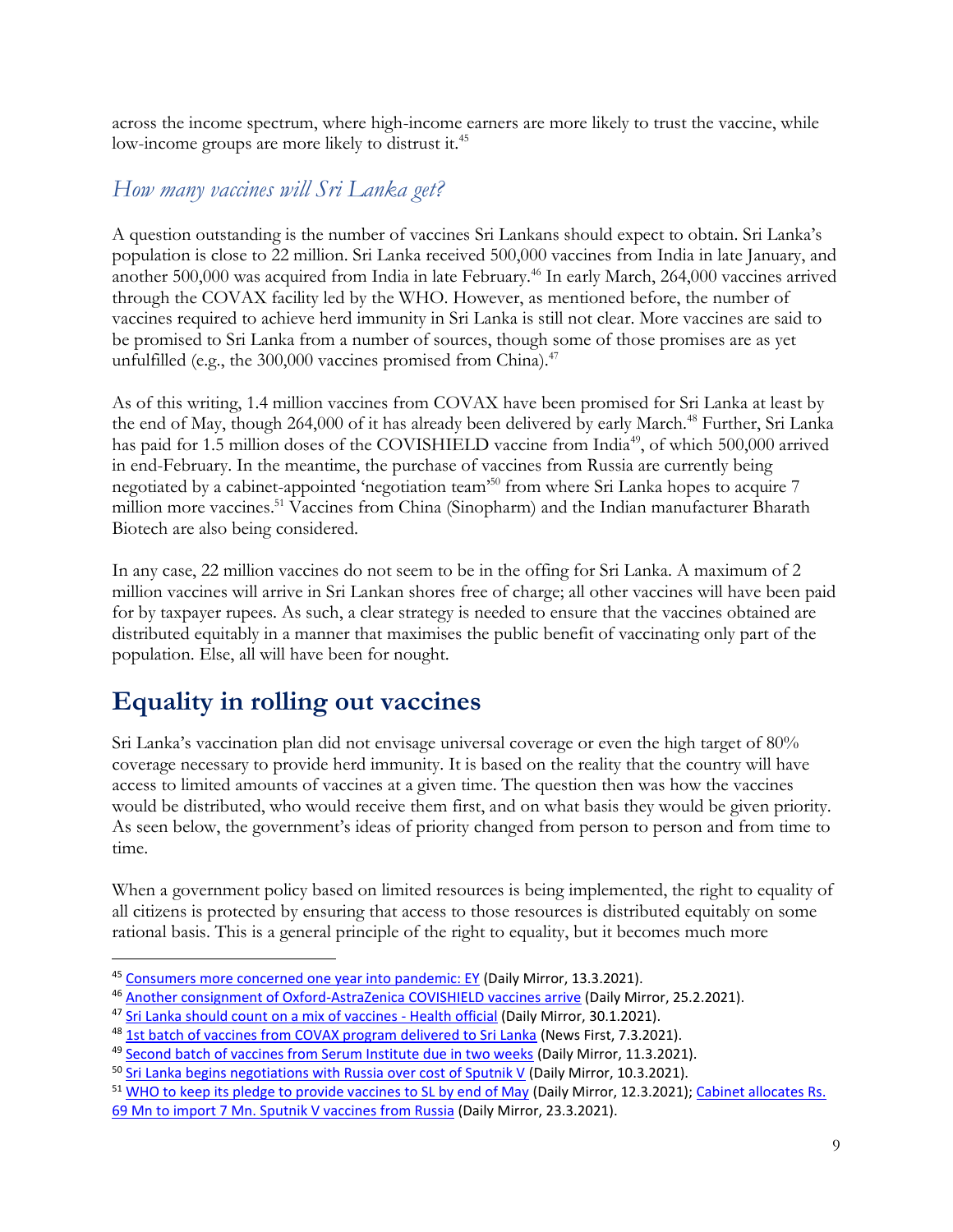across the income spectrum, where high-income earners are more likely to trust the vaccine, while low-income groups are more likely to distrust it.[45]

### *How many vaccines will Sri Lanka get?*

A question outstanding is the number of vaccines Sri Lankans should expect to obtain. Sri Lanka's population is close to 22 million. Sri Lanka received 500,000 vaccines from India in late January, and another 500,000 was acquired from India in late February.[46] In early March, 264,000 vaccines arrived through the COVAX facility led by the WHO. However, as mentioned before, the number of vaccines required to achieve herd immunity in Sri Lanka is still not clear. More vaccines are said to be promised to Sri Lanka from a number of sources, though some of those promises are as yet unfulfilled (e.g., the 300,000 vaccines promised from China).[47]

As of this writing, 1.4 million vaccines from COVAX have been promised for Sri Lanka at least by the end of May, though 264,000 of it has already been delivered by early March.[48] Further, Sri Lanka has paid for 1.5 million doses of the COVISHIELD vaccine from India[49], of which 500,000 arrived in end-February. In the meantime, the purchase of vaccines from Russia are currently being negotiated by a cabinet-appointed 'negotiation team'[50] from where Sri Lanka hopes to acquire 7 million more vaccines.[51] Vaccines from China (Sinopharm) and the Indian manufacturer Bharath Biotech are also being considered.

In any case, 22 million vaccines do not seem to be in the offing for Sri Lanka. A maximum of 2 million vaccines will arrive in Sri Lankan shores free of charge; all other vaccines will have been paid for by taxpayer rupees. As such, a clear strategy is needed to ensure that the vaccines obtained are distributed equitably in a manner that maximises the public benefit of vaccinating only part of the population. Else, all will have been for nought.

## Equality in rolling out vaccines

Sri Lanka's vaccination plan did not envisage universal coverage or even the high target of 80% coverage necessary to provide herd immunity. It is based on the reality that the country will have access to limited amounts of vaccines at a given time. The question then was how the vaccines would be distributed, who would receive them first, and on what basis they would be given priority. As seen below, the government's ideas of priority changed from person to person and from time to time.

When a government policy based on limited resources is being implemented, the right to equality of all citizens is protected by ensuring that access to those resources is distributed equitably on some rational basis. This is a general principle of the right to equality, but it becomes much more

---

[45] Consumers more concerned one year into pandemic: EY (Daily Mirror, 13.3.2021).

[46] Another consignment of Oxford-AstraZenica COVISHIELD vaccines arrive (Daily Mirror, 25.2.2021).

[47] Sri Lanka should count on a mix of vaccines - Health official (Daily Mirror, 30.1.2021).

[48] 1st batch of vaccines from COVAX program delivered to Sri Lanka (News First, 7.3.2021).

[49] Second batch of vaccines from Serum Institute due in two weeks (Daily Mirror, 11.3.2021).

[50] Sri Lanka begins negotiations with Russia over cost of Sputnik V (Daily Mirror, 10.3.2021).

[51] WHO to keep its pledge to provide vaccines to SL by end of May (Daily Mirror, 12.3.2021); Cabinet allocates Rs. 69 Mn to import 7 Mn. Sputnik V vaccines from Russia (Daily Mirror, 23.3.2021).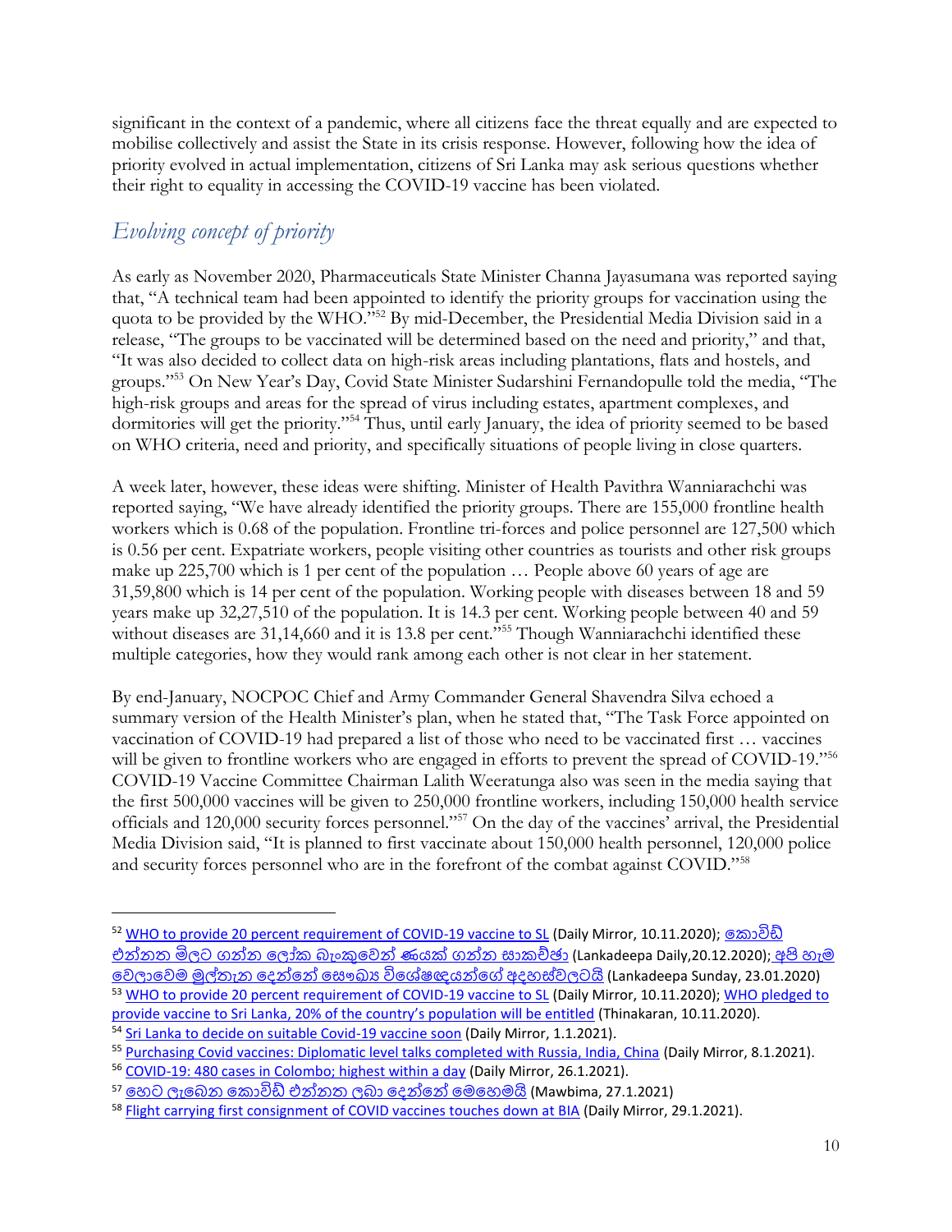significant in the context of a pandemic, where all citizens face the threat equally and are expected to mobilise collectively and assist the State in its crisis response. However, following how the idea of priority evolved in actual implementation, citizens of Sri Lanka may ask serious questions whether their right to equality in accessing the COVID-19 vaccine has been violated.

## *Evolving concept of priority*

As early as November 2020, Pharmaceuticals State Minister Channa Jayasumana was reported saying that, "A technical team had been appointed to identify the priority groups for vaccination using the quota to be provided by the WHO."[52] By mid-December, the Presidential Media Division said in a release, "The groups to be vaccinated will be determined based on the need and priority," and that, "It was also decided to collect data on high-risk areas including plantations, flats and hostels, and groups."[53] On New Year's Day, Covid State Minister Sudarshini Fernandopulle told the media, "The high-risk groups and areas for the spread of virus including estates, apartment complexes, and dormitories will get the priority."[54] Thus, until early January, the idea of priority seemed to be based on WHO criteria, need and priority, and specifically situations of people living in close quarters.

A week later, however, these ideas were shifting. Minister of Health Pavithra Wanniarachchi was reported saying, "We have already identified the priority groups. There are 155,000 frontline health workers which is 0.68 of the population. Frontline tri-forces and police personnel are 127,500 which is 0.56 per cent. Expatriate workers, people visiting other countries as tourists and other risk groups make up 225,700 which is 1 per cent of the population … People above 60 years of age are 31,59,800 which is 14 per cent of the population. Working people with diseases between 18 and 59 years make up 32,27,510 of the population. It is 14.3 per cent. Working people between 40 and 59 without diseases are 31,14,660 and it is 13.8 per cent."[55] Though Wanniarachchi identified these multiple categories, how they would rank among each other is not clear in her statement.

By end-January, NOCPOC Chief and Army Commander General Shavendra Silva echoed a summary version of the Health Minister's plan, when he stated that, "The Task Force appointed on vaccination of COVID-19 had prepared a list of those who need to be vaccinated first … vaccines will be given to frontline workers who are engaged in efforts to prevent the spread of COVID-19."[56] COVID-19 Vaccine Committee Chairman Lalith Weeratunga also was seen in the media saying that the first 500,000 vaccines will be given to 250,000 frontline workers, including 150,000 health service officials and 120,000 security forces personnel."[57] On the day of the vaccines' arrival, the Presidential Media Division said, "It is planned to first vaccinate about 150,000 health personnel, 120,000 police and security forces personnel who are in the forefront of the combat against COVID."[58]

---

[52] WHO to provide 20 percent requirement of COVID-19 vaccine to SL (Daily Mirror, 10.11.2020); කොවිඩ් එන්නත මිලට ගන්න ලෝක බැංකුවෙන් ණයක් ගන්න සාකච්ඡා (Lankadeepa Daily,20.12.2020); අපි හැම වෙලාවෙම මුල්තැන දෙන්නේ සෞඛ්‍ය විශේෂඥයන්ගේ අදහස්වලටයි (Lankadeepa Sunday, 23.01.2020)

[53] WHO to provide 20 percent requirement of COVID-19 vaccine to SL (Daily Mirror, 10.11.2020); WHO pledged to provide vaccine to Sri Lanka, 20% of the country's population will be entitled (Thinakaran, 10.11.2020).

[54] Sri Lanka to decide on suitable Covid-19 vaccine soon (Daily Mirror, 1.1.2021).

[55] Purchasing Covid vaccines: Diplomatic level talks completed with Russia, India, China (Daily Mirror, 8.1.2021).

[56] COVID-19: 480 cases in Colombo; highest within a day (Daily Mirror, 26.1.2021).

[57] හෙට ලැබෙන කොවිඩ් එන්නත ලබා දෙන්නේ මෙහෙමයි (Mawbima, 27.1.2021)

[58] Flight carrying first consignment of COVID vaccines touches down at BIA (Daily Mirror, 29.1.2021).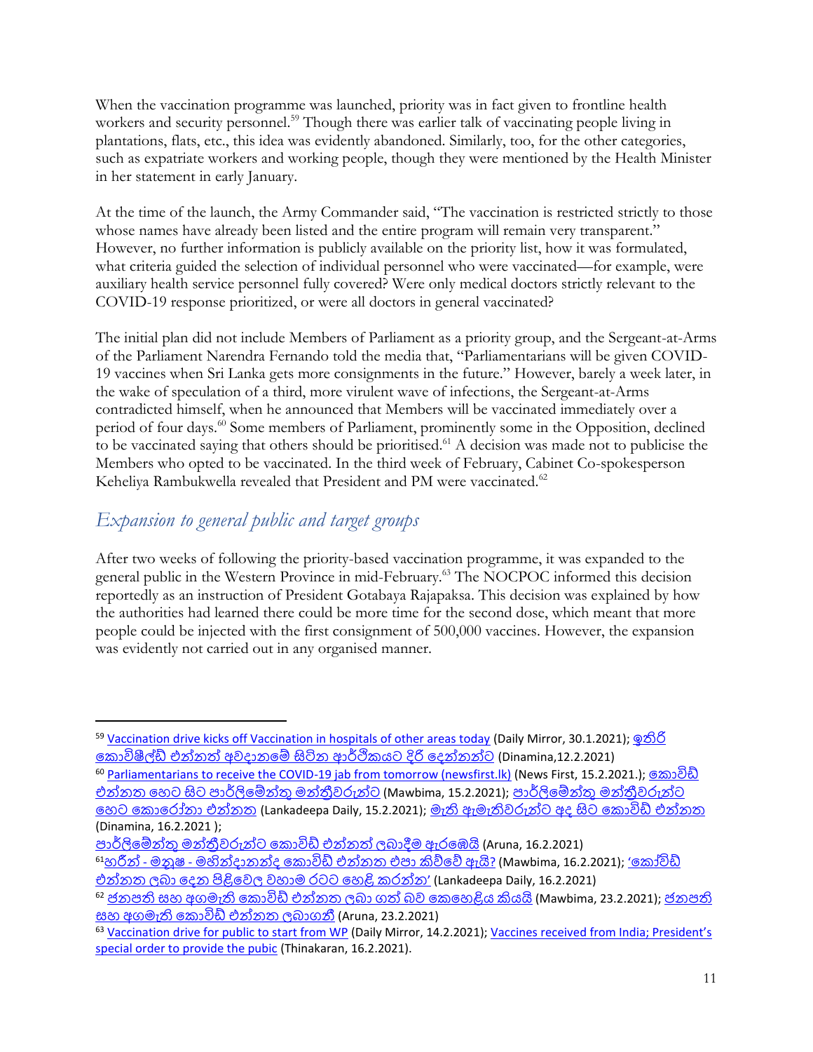When the vaccination programme was launched, priority was in fact given to frontline health workers and security personnel.[59] Though there was earlier talk of vaccinating people living in plantations, flats, etc., this idea was evidently abandoned. Similarly, too, for the other categories, such as expatriate workers and working people, though they were mentioned by the Health Minister in her statement in early January.

At the time of the launch, the Army Commander said, "The vaccination is restricted strictly to those whose names have already been listed and the entire program will remain very transparent." However, no further information is publicly available on the priority list, how it was formulated, what criteria guided the selection of individual personnel who were vaccinated—for example, were auxiliary health service personnel fully covered? Were only medical doctors strictly relevant to the COVID-19 response prioritized, or were all doctors in general vaccinated?

The initial plan did not include Members of Parliament as a priority group, and the Sergeant-at-Arms of the Parliament Narendra Fernando told the media that, "Parliamentarians will be given COVID-19 vaccines when Sri Lanka gets more consignments in the future." However, barely a week later, in the wake of speculation of a third, more virulent wave of infections, the Sergeant-at-Arms contradicted himself, when he announced that Members will be vaccinated immediately over a period of four days.[60] Some members of Parliament, prominently some in the Opposition, declined to be vaccinated saying that others should be prioritised.[61] A decision was made not to publicise the Members who opted to be vaccinated. In the third week of February, Cabinet Co-spokesperson Keheliya Rambukwella revealed that President and PM were vaccinated.[62]

## *Expansion to general public and target groups*

After two weeks of following the priority-based vaccination programme, it was expanded to the general public in the Western Province in mid-February.[63] The NOCPOC informed this decision reportedly as an instruction of President Gotabaya Rajapaksa. This decision was explained by how the authorities had learned there could be more time for the second dose, which meant that more people could be injected with the first consignment of 500,000 vaccines. However, the expansion was evidently not carried out in any organised manner.

---

[59] Vaccination drive kicks off Vaccination in hospitals of other areas today (Daily Mirror, 30.1.2021); ඉතිරි කොවිෂීල්ඩ් එන්නත් අවදානමේ සිටින ආර්පීකයට දිරි දෙන්නන්ට (Dinamina,12.2.2021)

[60] Parliamentarians to receive the COVID-19 jab from tomorrow (newsfirst.lk) (News First, 15.2.2021.); කොවිඩ් එන්නත හෙට සිට පාර්ලිමේන්තු මන්ත්‍රීවරුන්ට (Mawbima, 15.2.2021); පාර්ලිමේන්තු මන්ත්‍රීවරුන්ට හෙට කොරෝනා එන්නත (Lankadeepa Daily, 15.2.2021); මැති ඇමැතිවරුන්ට අද සිට කොවිඩ් එන්නත (Dinamina, 16.2.2021 ); පාර්ලිමේන්තු මන්ත්‍රීවරුන්ට කොවිඩ් එන්නත් ලබාදීම ඇරඹෙයි (Aruna, 16.2.2021)

[61] හරීන් - මනූෂ - මහින්දානන්ද කොවිඩ් එන්නත එපා කිව්වේ ඇයි? (Mawbima, 16.2.2021); 'කොවිඩ් එන්නත ලබා දෙන පිළිවෙල වහාම රටට හෙළි කරන්න' (Lankadeepa Daily, 16.2.2021)

[62] ජනපති සහ අගමැති කොවිඩ් එන්නත ලබා ගත් බව කෙහෙළිය කියයි (Mawbima, 23.2.2021); ජනපති සහ අගමැති කොවිඩ් එන්නත ලබාගනී (Aruna, 23.2.2021)

[63] Vaccination drive for public to start from WP (Daily Mirror, 14.2.2021); Vaccines received from India; President's special order to provide the pubic (Thinakaran, 16.2.2021).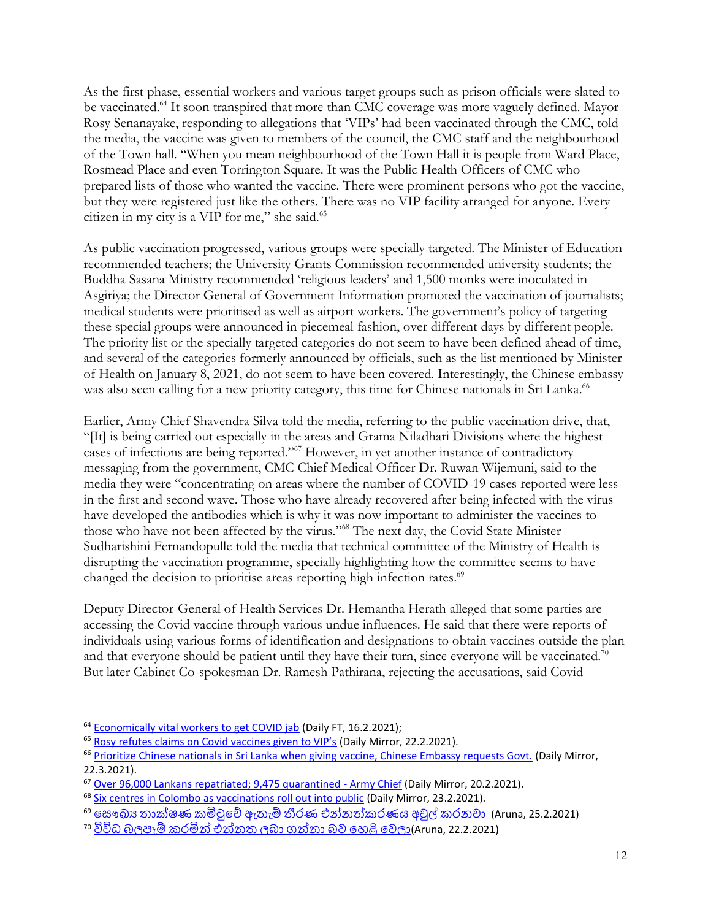As the first phase, essential workers and various target groups such as prison officials were slated to be vaccinated.[64] It soon transpired that more than CMC coverage was more vaguely defined. Mayor Rosy Senanayake, responding to allegations that 'VIPs' had been vaccinated through the CMC, told the media, the vaccine was given to members of the council, the CMC staff and the neighbourhood of the Town hall. "When you mean neighbourhood of the Town Hall it is people from Ward Place, Rosmead Place and even Torrington Square. It was the Public Health Officers of CMC who prepared lists of those who wanted the vaccine. There were prominent persons who got the vaccine, but they were registered just like the others. There was no VIP facility arranged for anyone. Every citizen in my city is a VIP for me," she said.[65]

As public vaccination progressed, various groups were specially targeted. The Minister of Education recommended teachers; the University Grants Commission recommended university students; the Buddha Sasana Ministry recommended 'religious leaders' and 1,500 monks were inoculated in Asgiriya; the Director General of Government Information promoted the vaccination of journalists; medical students were prioritised as well as airport workers. The government's policy of targeting these special groups were announced in piecemeal fashion, over different days by different people. The priority list or the specially targeted categories do not seem to have been defined ahead of time, and several of the categories formerly announced by officials, such as the list mentioned by Minister of Health on January 8, 2021, do not seem to have been covered. Interestingly, the Chinese embassy was also seen calling for a new priority category, this time for Chinese nationals in Sri Lanka.[66]

Earlier, Army Chief Shavendra Silva told the media, referring to the public vaccination drive, that, "[It] is being carried out especially in the areas and Grama Niladhari Divisions where the highest cases of infections are being reported."[67] However, in yet another instance of contradictory messaging from the government, CMC Chief Medical Officer Dr. Ruwan Wijemuni, said to the media they were "concentrating on areas where the number of COVID-19 cases reported were less in the first and second wave. Those who have already recovered after being infected with the virus have developed the antibodies which is why it was now important to administer the vaccines to those who have not been affected by the virus."[68] The next day, the Covid State Minister Sudharishini Fernandopulle told the media that technical committee of the Ministry of Health is disrupting the vaccination programme, specially highlighting how the committee seems to have changed the decision to prioritise areas reporting high infection rates.[69]

Deputy Director-General of Health Services Dr. Hemantha Herath alleged that some parties are accessing the Covid vaccine through various undue influences. He said that there were reports of individuals using various forms of identification and designations to obtain vaccines outside the plan and that everyone should be patient until they have their turn, since everyone will be vaccinated.[70] But later Cabinet Co-spokesman Dr. Ramesh Pathirana, rejecting the accusations, said Covid

---

[64] Economically vital workers to get COVID jab (Daily FT, 16.2.2021);

[65] Rosy refutes claims on Covid vaccines given to VIP's (Daily Mirror, 22.2.2021).

[66] Prioritize Chinese nationals in Sri Lanka when giving vaccine, Chinese Embassy requests Govt. (Daily Mirror, 22.3.2021).

[67] Over 96,000 Lankans repatriated; 9,475 quarantined - Army Chief (Daily Mirror, 20.2.2021).

[68] Six centres in Colombo as vaccinations roll out into public (Daily Mirror, 23.2.2021).

[69] සෞඛ්‍ය තාක්ෂණ කමිටුවේ ඇතැම් තීරණ එන්නත්කරණය අවුල් කරනවා (Aruna, 25.2.2021)

[70] විවිධ බලපෑම් කරමින් එන්නත ලබා ගන්නා බව හෙළි වෙලා(Aruna, 22.2.2021)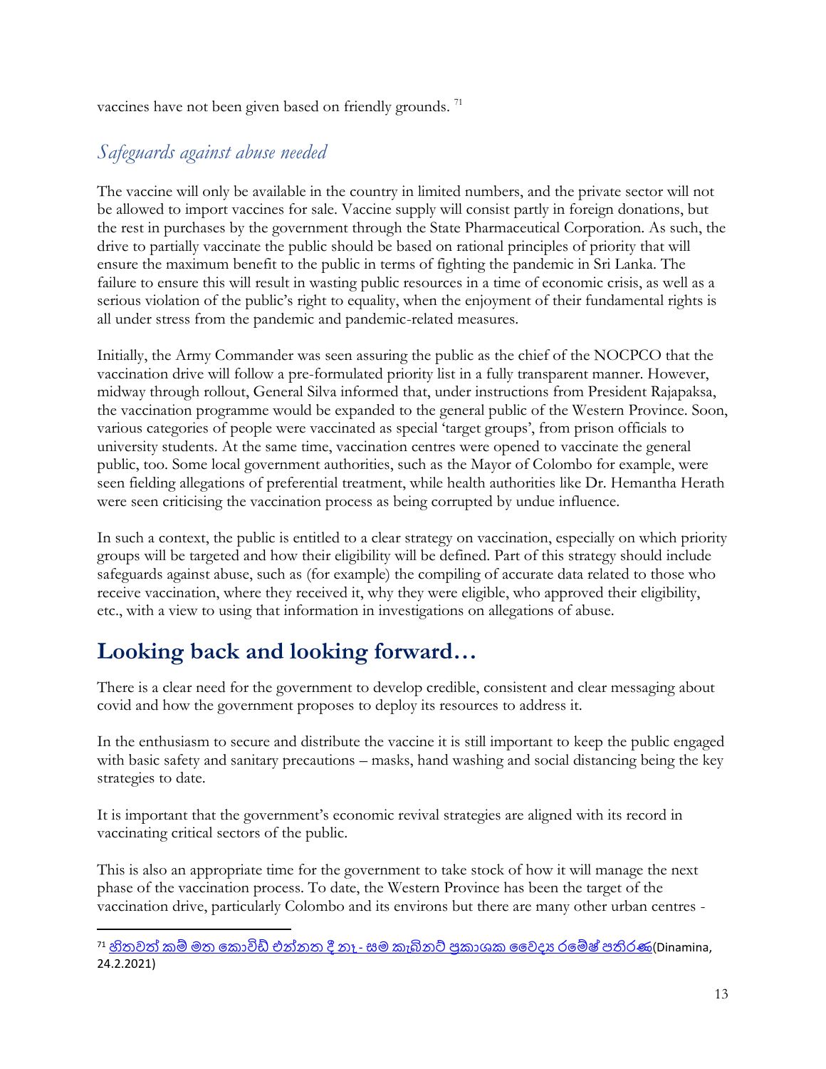vaccines have not been given based on friendly grounds. [71]

### *Safeguards against abuse needed*

The vaccine will only be available in the country in limited numbers, and the private sector will not be allowed to import vaccines for sale. Vaccine supply will consist partly in foreign donations, but the rest in purchases by the government through the State Pharmaceutical Corporation. As such, the drive to partially vaccinate the public should be based on rational principles of priority that will ensure the maximum benefit to the public in terms of fighting the pandemic in Sri Lanka. The failure to ensure this will result in wasting public resources in a time of economic crisis, as well as a serious violation of the public's right to equality, when the enjoyment of their fundamental rights is all under stress from the pandemic and pandemic-related measures.

Initially, the Army Commander was seen assuring the public as the chief of the NOCPCO that the vaccination drive will follow a pre-formulated priority list in a fully transparent manner. However, midway through rollout, General Silva informed that, under instructions from President Rajapaksa, the vaccination programme would be expanded to the general public of the Western Province. Soon, various categories of people were vaccinated as special 'target groups', from prison officials to university students. At the same time, vaccination centres were opened to vaccinate the general public, too. Some local government authorities, such as the Mayor of Colombo for example, were seen fielding allegations of preferential treatment, while health authorities like Dr. Hemantha Herath were seen criticising the vaccination process as being corrupted by undue influence.

In such a context, the public is entitled to a clear strategy on vaccination, especially on which priority groups will be targeted and how their eligibility will be defined. Part of this strategy should include safeguards against abuse, such as (for example) the compiling of accurate data related to those who receive vaccination, where they received it, why they were eligible, who approved their eligibility, etc., with a view to using that information in investigations on allegations of abuse.

## **Looking back and looking forward…**

There is a clear need for the government to develop credible, consistent and clear messaging about covid and how the government proposes to deploy its resources to address it.

In the enthusiasm to secure and distribute the vaccine it is still important to keep the public engaged with basic safety and sanitary precautions – masks, hand washing and social distancing being the key strategies to date.

It is important that the government's economic revival strategies are aligned with its record in vaccinating critical sectors of the public.

This is also an appropriate time for the government to take stock of how it will manage the next phase of the vaccination process. To date, the Western Province has been the target of the vaccination drive, particularly Colombo and its environs but there are many other urban centres -

---

[71] හිතවත් කම් මත කොවිඩ් එන්නත දී නෑ - සම කැබිනට් ප්‍රකාශක වෛද්‍ය රමේෂ් පතිරණ(Dinamina, 24.2.2021)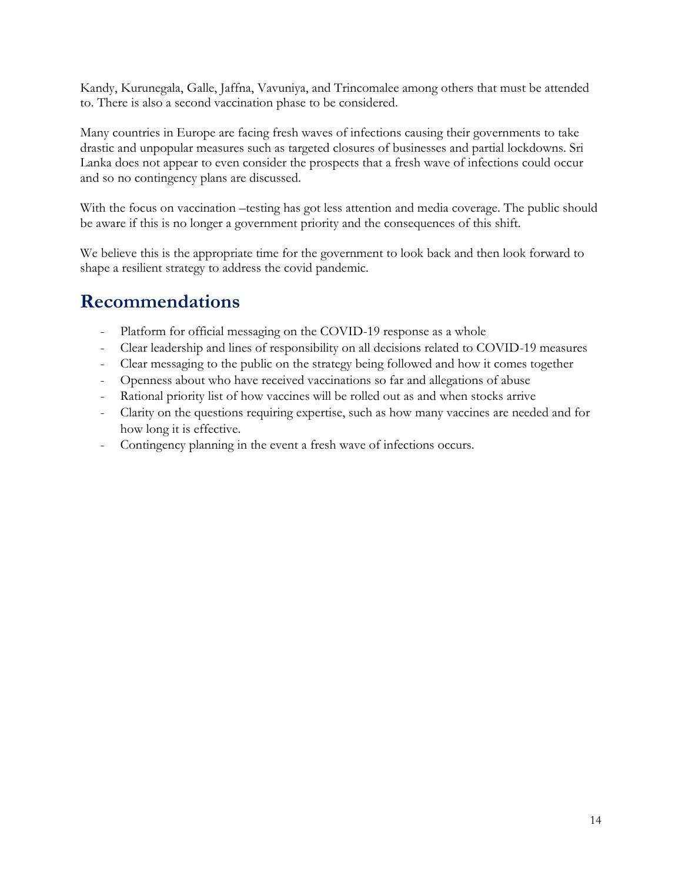Kandy, Kurunegala, Galle, Jaffna, Vavuniya, and Trincomalee among others that must be attended to. There is also a second vaccination phase to be considered.

Many countries in Europe are facing fresh waves of infections causing their governments to take drastic and unpopular measures such as targeted closures of businesses and partial lockdowns. Sri Lanka does not appear to even consider the prospects that a fresh wave of infections could occur and so no contingency plans are discussed.

With the focus on vaccination –testing has got less attention and media coverage. The public should be aware if this is no longer a government priority and the consequences of this shift.

We believe this is the appropriate time for the government to look back and then look forward to shape a resilient strategy to address the covid pandemic.

## Recommendations

- Platform for official messaging on the COVID-19 response as a whole
- Clear leadership and lines of responsibility on all decisions related to COVID-19 measures
- Clear messaging to the public on the strategy being followed and how it comes together
- Openness about who have received vaccinations so far and allegations of abuse
- Rational priority list of how vaccines will be rolled out as and when stocks arrive
- Clarity on the questions requiring expertise, such as how many vaccines are needed and for how long it is effective.
- Contingency planning in the event a fresh wave of infections occurs.